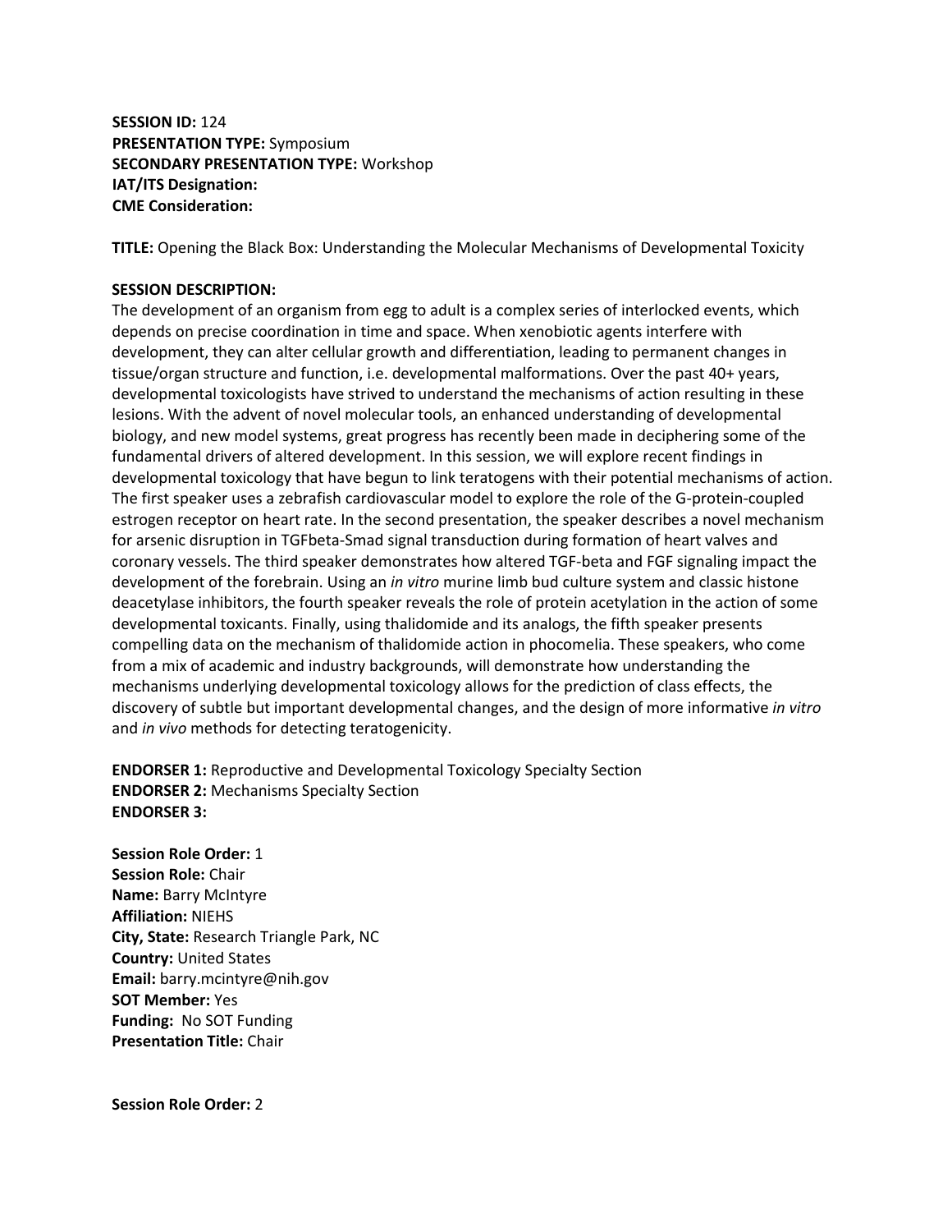**SESSION ID:** 124
**PRESENTATION TYPE:** Symposium
**SECONDARY PRESENTATION TYPE:** Workshop
**IAT/ITS Designation:**
**CME Consideration:**

**TITLE:** Opening the Black Box: Understanding the Molecular Mechanisms of Developmental Toxicity

**SESSION DESCRIPTION:**
The development of an organism from egg to adult is a complex series of interlocked events, which depends on precise coordination in time and space. When xenobiotic agents interfere with development, they can alter cellular growth and differentiation, leading to permanent changes in tissue/organ structure and function, i.e. developmental malformations. Over the past 40+ years, developmental toxicologists have strived to understand the mechanisms of action resulting in these lesions. With the advent of novel molecular tools, an enhanced understanding of developmental biology, and new model systems, great progress has recently been made in deciphering some of the fundamental drivers of altered development. In this session, we will explore recent findings in developmental toxicology that have begun to link teratogens with their potential mechanisms of action. The first speaker uses a zebrafish cardiovascular model to explore the role of the G-protein-coupled estrogen receptor on heart rate. In the second presentation, the speaker describes a novel mechanism for arsenic disruption in TGFbeta-Smad signal transduction during formation of heart valves and coronary vessels. The third speaker demonstrates how altered TGF-beta and FGF signaling impact the development of the forebrain. Using an *in vitro* murine limb bud culture system and classic histone deacetylase inhibitors, the fourth speaker reveals the role of protein acetylation in the action of some developmental toxicants. Finally, using thalidomide and its analogs, the fifth speaker presents compelling data on the mechanism of thalidomide action in phocomelia. These speakers, who come from a mix of academic and industry backgrounds, will demonstrate how understanding the mechanisms underlying developmental toxicology allows for the prediction of class effects, the discovery of subtle but important developmental changes, and the design of more informative *in vitro* and *in vivo* methods for detecting teratogenicity.

**ENDORSER 1:** Reproductive and Developmental Toxicology Specialty Section
**ENDORSER 2:** Mechanisms Specialty Section
**ENDORSER 3:**

**Session Role Order:** 1
**Session Role:** Chair
**Name:** Barry McIntyre
**Affiliation:** NIEHS
**City, State:** Research Triangle Park, NC
**Country:** United States
**Email:** barry.mcintyre@nih.gov
**SOT Member:** Yes
**Funding:** No SOT Funding
**Presentation Title:** Chair

**Session Role Order:** 2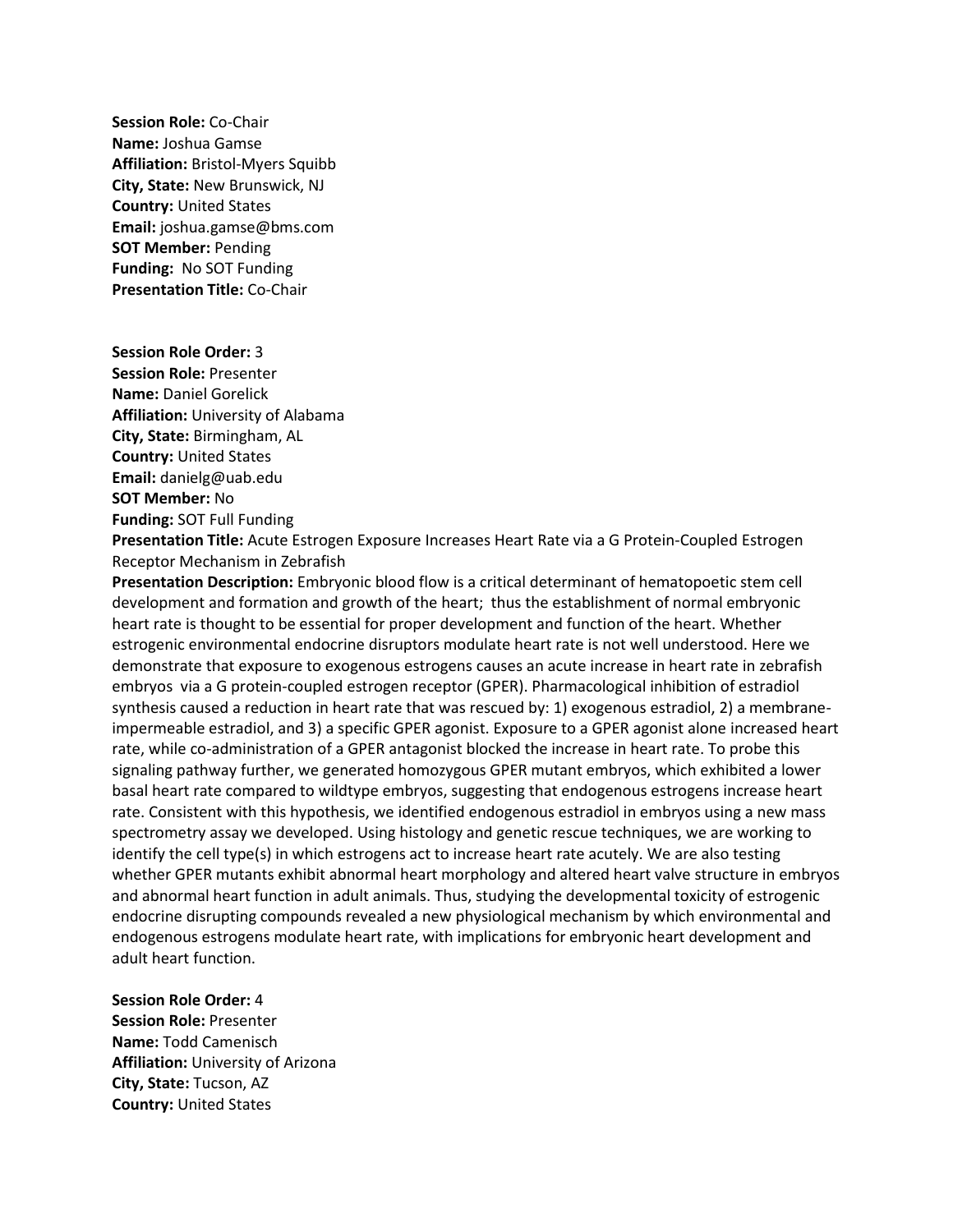**Session Role:** Co-Chair
**Name:** Joshua Gamse
**Affiliation:** Bristol-Myers Squibb
**City, State:** New Brunswick, NJ
**Country:** United States
**Email:** joshua.gamse@bms.com
**SOT Member:** Pending
**Funding:** No SOT Funding
**Presentation Title:** Co-Chair

**Session Role Order:** 3
**Session Role:** Presenter
**Name:** Daniel Gorelick
**Affiliation:** University of Alabama
**City, State:** Birmingham, AL
**Country:** United States
**Email:** danielg@uab.edu
**SOT Member:** No
**Funding:** SOT Full Funding
**Presentation Title:** Acute Estrogen Exposure Increases Heart Rate via a G Protein-Coupled Estrogen Receptor Mechanism in Zebrafish
**Presentation Description:** Embryonic blood flow is a critical determinant of hematopoetic stem cell development and formation and growth of the heart; thus the establishment of normal embryonic heart rate is thought to be essential for proper development and function of the heart. Whether estrogenic environmental endocrine disruptors modulate heart rate is not well understood. Here we demonstrate that exposure to exogenous estrogens causes an acute increase in heart rate in zebrafish embryos via a G protein-coupled estrogen receptor (GPER). Pharmacological inhibition of estradiol synthesis caused a reduction in heart rate that was rescued by: 1) exogenous estradiol, 2) a membrane-impermeable estradiol, and 3) a specific GPER agonist. Exposure to a GPER agonist alone increased heart rate, while co-administration of a GPER antagonist blocked the increase in heart rate. To probe this signaling pathway further, we generated homozygous GPER mutant embryos, which exhibited a lower basal heart rate compared to wildtype embryos, suggesting that endogenous estrogens increase heart rate. Consistent with this hypothesis, we identified endogenous estradiol in embryos using a new mass spectrometry assay we developed. Using histology and genetic rescue techniques, we are working to identify the cell type(s) in which estrogens act to increase heart rate acutely. We are also testing whether GPER mutants exhibit abnormal heart morphology and altered heart valve structure in embryos and abnormal heart function in adult animals. Thus, studying the developmental toxicity of estrogenic endocrine disrupting compounds revealed a new physiological mechanism by which environmental and endogenous estrogens modulate heart rate, with implications for embryonic heart development and adult heart function.

**Session Role Order:** 4
**Session Role:** Presenter
**Name:** Todd Camenisch
**Affiliation:** University of Arizona
**City, State:** Tucson, AZ
**Country:** United States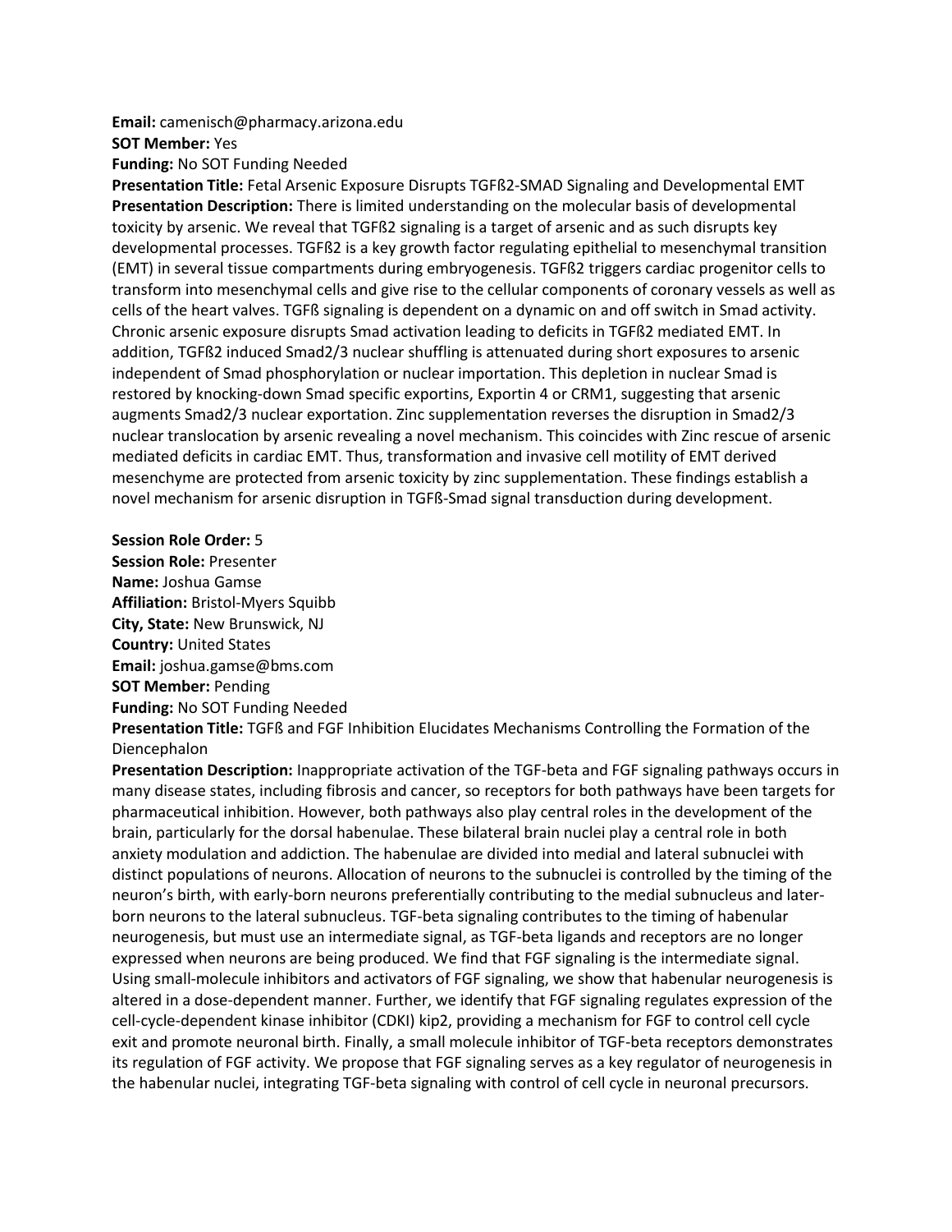**Email:** camenisch@pharmacy.arizona.edu

**SOT Member:** Yes

**Funding:** No SOT Funding Needed

**Presentation Title:** Fetal Arsenic Exposure Disrupts TGFß2-SMAD Signaling and Developmental EMT

**Presentation Description:** There is limited understanding on the molecular basis of developmental toxicity by arsenic. We reveal that TGFß2 signaling is a target of arsenic and as such disrupts key developmental processes. TGFß2 is a key growth factor regulating epithelial to mesenchymal transition (EMT) in several tissue compartments during embryogenesis. TGFß2 triggers cardiac progenitor cells to transform into mesenchymal cells and give rise to the cellular components of coronary vessels as well as cells of the heart valves. TGFß signaling is dependent on a dynamic on and off switch in Smad activity. Chronic arsenic exposure disrupts Smad activation leading to deficits in TGFß2 mediated EMT. In addition, TGFß2 induced Smad2/3 nuclear shuffling is attenuated during short exposures to arsenic independent of Smad phosphorylation or nuclear importation. This depletion in nuclear Smad is restored by knocking-down Smad specific exportins, Exportin 4 or CRM1, suggesting that arsenic augments Smad2/3 nuclear exportation. Zinc supplementation reverses the disruption in Smad2/3 nuclear translocation by arsenic revealing a novel mechanism. This coincides with Zinc rescue of arsenic mediated deficits in cardiac EMT. Thus, transformation and invasive cell motility of EMT derived mesenchyme are protected from arsenic toxicity by zinc supplementation. These findings establish a novel mechanism for arsenic disruption in TGFß-Smad signal transduction during development.

**Session Role Order:** 5

**Session Role:** Presenter

**Name:** Joshua Gamse

**Affiliation:** Bristol-Myers Squibb

**City, State:** New Brunswick, NJ

**Country:** United States

**Email:** joshua.gamse@bms.com

**SOT Member:** Pending

**Funding:** No SOT Funding Needed

**Presentation Title:** TGFß and FGF Inhibition Elucidates Mechanisms Controlling the Formation of the Diencephalon

**Presentation Description:** Inappropriate activation of the TGF-beta and FGF signaling pathways occurs in many disease states, including fibrosis and cancer, so receptors for both pathways have been targets for pharmaceutical inhibition. However, both pathways also play central roles in the development of the brain, particularly for the dorsal habenulae. These bilateral brain nuclei play a central role in both anxiety modulation and addiction. The habenulae are divided into medial and lateral subnuclei with distinct populations of neurons. Allocation of neurons to the subnuclei is controlled by the timing of the neuron's birth, with early-born neurons preferentially contributing to the medial subnucleus and later-born neurons to the lateral subnucleus. TGF-beta signaling contributes to the timing of habenular neurogenesis, but must use an intermediate signal, as TGF-beta ligands and receptors are no longer expressed when neurons are being produced. We find that FGF signaling is the intermediate signal. Using small-molecule inhibitors and activators of FGF signaling, we show that habenular neurogenesis is altered in a dose-dependent manner. Further, we identify that FGF signaling regulates expression of the cell-cycle-dependent kinase inhibitor (CDKI) kip2, providing a mechanism for FGF to control cell cycle exit and promote neuronal birth. Finally, a small molecule inhibitor of TGF-beta receptors demonstrates its regulation of FGF activity. We propose that FGF signaling serves as a key regulator of neurogenesis in the habenular nuclei, integrating TGF-beta signaling with control of cell cycle in neuronal precursors.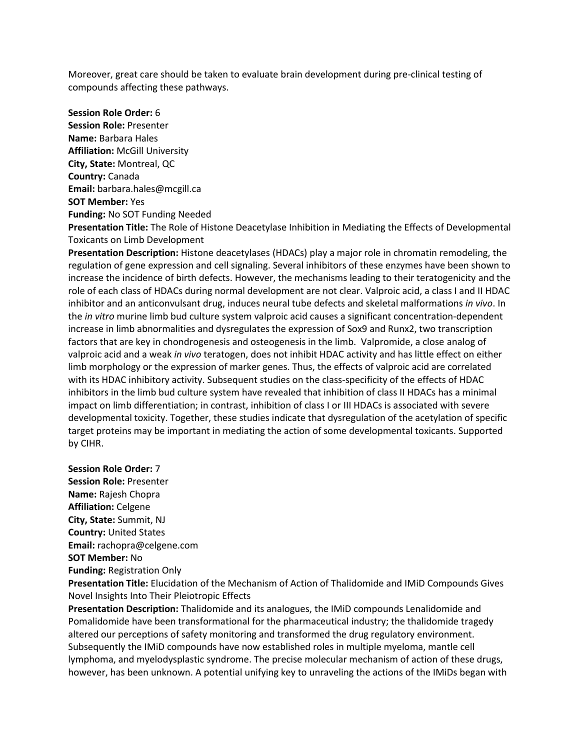Moreover, great care should be taken to evaluate brain development during pre-clinical testing of compounds affecting these pathways.

**Session Role Order:** 6
**Session Role:** Presenter
**Name:** Barbara Hales
**Affiliation:** McGill University
**City, State:** Montreal, QC
**Country:** Canada
**Email:** barbara.hales@mcgill.ca
**SOT Member:** Yes
**Funding:** No SOT Funding Needed
**Presentation Title:** The Role of Histone Deacetylase Inhibition in Mediating the Effects of Developmental Toxicants on Limb Development
**Presentation Description:** Histone deacetylases (HDACs) play a major role in chromatin remodeling, the regulation of gene expression and cell signaling. Several inhibitors of these enzymes have been shown to increase the incidence of birth defects. However, the mechanisms leading to their teratogenicity and the role of each class of HDACs during normal development are not clear. Valproic acid, a class I and II HDAC inhibitor and an anticonvulsant drug, induces neural tube defects and skeletal malformations *in vivo*. In the *in vitro* murine limb bud culture system valproic acid causes a significant concentration-dependent increase in limb abnormalities and dysregulates the expression of Sox9 and Runx2, two transcription factors that are key in chondrogenesis and osteogenesis in the limb. Valpromide, a close analog of valproic acid and a weak *in vivo* teratogen, does not inhibit HDAC activity and has little effect on either limb morphology or the expression of marker genes. Thus, the effects of valproic acid are correlated with its HDAC inhibitory activity. Subsequent studies on the class-specificity of the effects of HDAC inhibitors in the limb bud culture system have revealed that inhibition of class II HDACs has a minimal impact on limb differentiation; in contrast, inhibition of class I or III HDACs is associated with severe developmental toxicity. Together, these studies indicate that dysregulation of the acetylation of specific target proteins may be important in mediating the action of some developmental toxicants. Supported by CIHR.

**Session Role Order:** 7
**Session Role:** Presenter
**Name:** Rajesh Chopra
**Affiliation:** Celgene
**City, State:** Summit, NJ
**Country:** United States
**Email:** rachopra@celgene.com
**SOT Member:** No
**Funding:** Registration Only
**Presentation Title:** Elucidation of the Mechanism of Action of Thalidomide and IMiD Compounds Gives Novel Insights Into Their Pleiotropic Effects
**Presentation Description:** Thalidomide and its analogues, the IMiD compounds Lenalidomide and Pomalidomide have been transformational for the pharmaceutical industry; the thalidomide tragedy altered our perceptions of safety monitoring and transformed the drug regulatory environment. Subsequently the IMiD compounds have now established roles in multiple myeloma, mantle cell lymphoma, and myelodysplastic syndrome. The precise molecular mechanism of action of these drugs, however, has been unknown. A potential unifying key to unraveling the actions of the IMiDs began with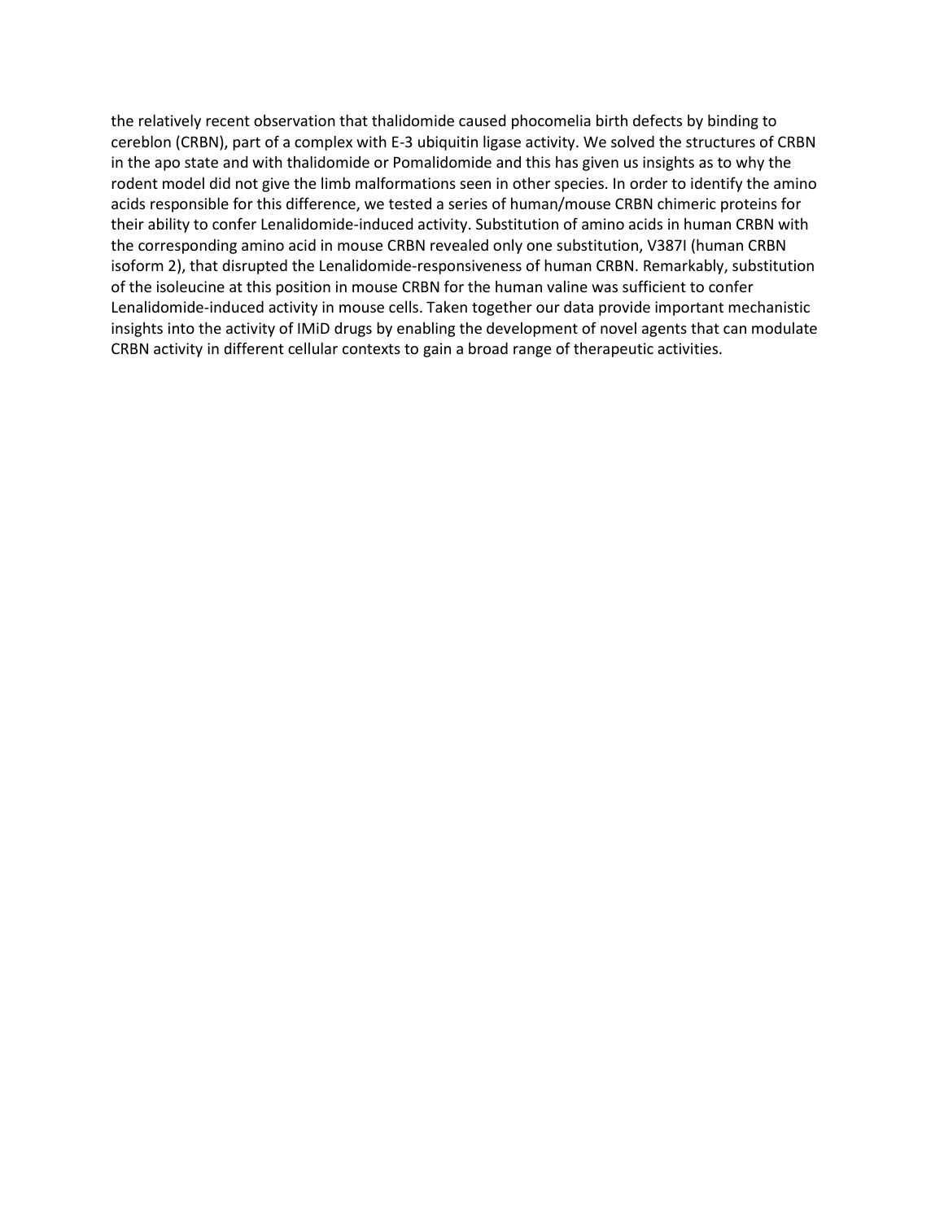the relatively recent observation that thalidomide caused phocomelia birth defects by binding to cereblon (CRBN), part of a complex with E-3 ubiquitin ligase activity. We solved the structures of CRBN in the apo state and with thalidomide or Pomalidomide and this has given us insights as to why the rodent model did not give the limb malformations seen in other species. In order to identify the amino acids responsible for this difference, we tested a series of human/mouse CRBN chimeric proteins for their ability to confer Lenalidomide-induced activity. Substitution of amino acids in human CRBN with the corresponding amino acid in mouse CRBN revealed only one substitution, V387I (human CRBN isoform 2), that disrupted the Lenalidomide-responsiveness of human CRBN. Remarkably, substitution of the isoleucine at this position in mouse CRBN for the human valine was sufficient to confer Lenalidomide-induced activity in mouse cells. Taken together our data provide important mechanistic insights into the activity of IMiD drugs by enabling the development of novel agents that can modulate CRBN activity in different cellular contexts to gain a broad range of therapeutic activities.